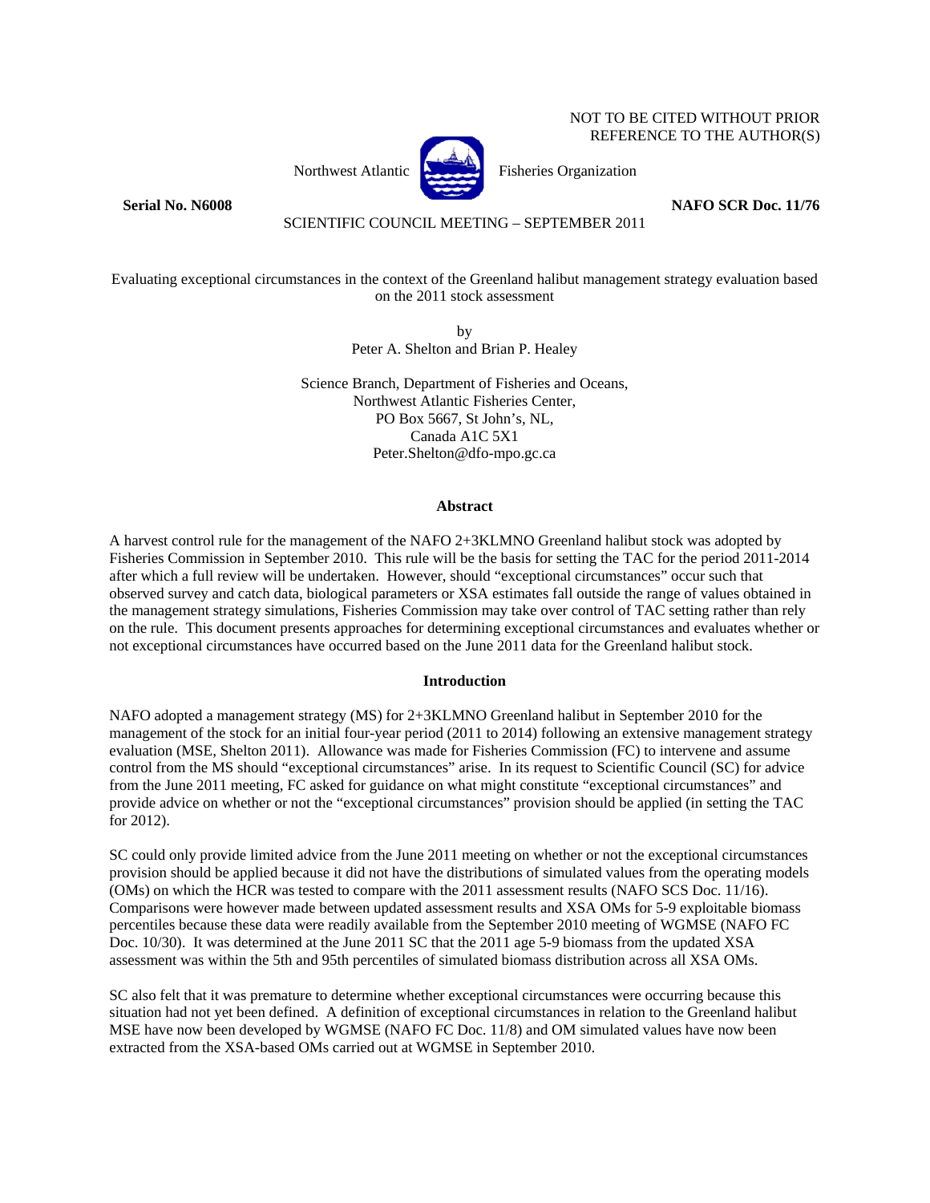NOT TO BE CITED WITHOUT PRIOR REFERENCE TO THE AUTHOR(S)

Northwest Atlantic Fisheries Organization

**Serial No. N6008** **NAFO SCR Doc. 11/76**

SCIENTIFIC COUNCIL MEETING – SEPTEMBER 2011

# Evaluating exceptional circumstances in the context of the Greenland halibut management strategy evaluation based on the 2011 stock assessment

by

Peter A. Shelton and Brian P. Healey

Science Branch, Department of Fisheries and Oceans,
Northwest Atlantic Fisheries Center,
PO Box 5667, St John's, NL,
Canada A1C 5X1
Peter.Shelton@dfo-mpo.gc.ca

## Abstract

A harvest control rule for the management of the NAFO 2+3KLMNO Greenland halibut stock was adopted by Fisheries Commission in September 2010. This rule will be the basis for setting the TAC for the period 2011-2014 after which a full review will be undertaken. However, should "exceptional circumstances" occur such that observed survey and catch data, biological parameters or XSA estimates fall outside the range of values obtained in the management strategy simulations, Fisheries Commission may take over control of TAC setting rather than rely on the rule. This document presents approaches for determining exceptional circumstances and evaluates whether or not exceptional circumstances have occurred based on the June 2011 data for the Greenland halibut stock.

## Introduction

NAFO adopted a management strategy (MS) for 2+3KLMNO Greenland halibut in September 2010 for the management of the stock for an initial four-year period (2011 to 2014) following an extensive management strategy evaluation (MSE, Shelton 2011). Allowance was made for Fisheries Commission (FC) to intervene and assume control from the MS should "exceptional circumstances" arise. In its request to Scientific Council (SC) for advice from the June 2011 meeting, FC asked for guidance on what might constitute "exceptional circumstances" and provide advice on whether or not the "exceptional circumstances" provision should be applied (in setting the TAC for 2012).

SC could only provide limited advice from the June 2011 meeting on whether or not the exceptional circumstances provision should be applied because it did not have the distributions of simulated values from the operating models (OMs) on which the HCR was tested to compare with the 2011 assessment results (NAFO SCS Doc. 11/16). Comparisons were however made between updated assessment results and XSA OMs for 5-9 exploitable biomass percentiles because these data were readily available from the September 2010 meeting of WGMSE (NAFO FC Doc. 10/30). It was determined at the June 2011 SC that the 2011 age 5-9 biomass from the updated XSA assessment was within the 5th and 95th percentiles of simulated biomass distribution across all XSA OMs.

SC also felt that it was premature to determine whether exceptional circumstances were occurring because this situation had not yet been defined. A definition of exceptional circumstances in relation to the Greenland halibut MSE have now been developed by WGMSE (NAFO FC Doc. 11/8) and OM simulated values have now been extracted from the XSA-based OMs carried out at WGMSE in September 2010.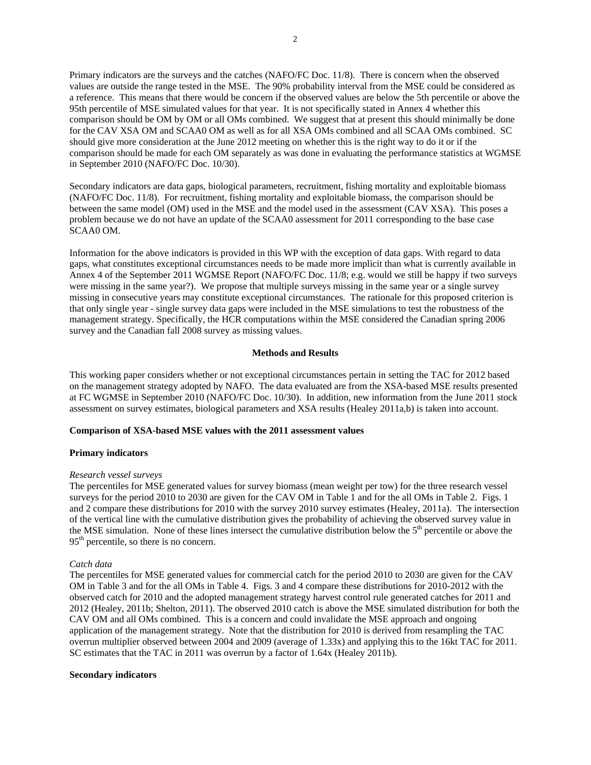Primary indicators are the surveys and the catches (NAFO/FC Doc. 11/8). There is concern when the observed values are outside the range tested in the MSE. The 90% probability interval from the MSE could be considered as a reference. This means that there would be concern if the observed values are below the 5th percentile or above the 95th percentile of MSE simulated values for that year. It is not specifically stated in Annex 4 whether this comparison should be OM by OM or all OMs combined. We suggest that at present this should minimally be done for the CAV XSA OM and SCAA0 OM as well as for all XSA OMs combined and all SCAA OMs combined. SC should give more consideration at the June 2012 meeting on whether this is the right way to do it or if the comparison should be made for each OM separately as was done in evaluating the performance statistics at WGMSE in September 2010 (NAFO/FC Doc. 10/30).

Secondary indicators are data gaps, biological parameters, recruitment, fishing mortality and exploitable biomass (NAFO/FC Doc. 11/8). For recruitment, fishing mortality and exploitable biomass, the comparison should be between the same model (OM) used in the MSE and the model used in the assessment (CAV XSA). This poses a problem because we do not have an update of the SCAA0 assessment for 2011 corresponding to the base case SCAA0 OM.

Information for the above indicators is provided in this WP with the exception of data gaps. With regard to data gaps, what constitutes exceptional circumstances needs to be made more implicit than what is currently available in Annex 4 of the September 2011 WGMSE Report (NAFO/FC Doc. 11/8; e.g. would we still be happy if two surveys were missing in the same year?). We propose that multiple surveys missing in the same year or a single survey missing in consecutive years may constitute exceptional circumstances. The rationale for this proposed criterion is that only single year - single survey data gaps were included in the MSE simulations to test the robustness of the management strategy. Specifically, the HCR computations within the MSE considered the Canadian spring 2006 survey and the Canadian fall 2008 survey as missing values.

## Methods and Results

This working paper considers whether or not exceptional circumstances pertain in setting the TAC for 2012 based on the management strategy adopted by NAFO. The data evaluated are from the XSA-based MSE results presented at FC WGMSE in September 2010 (NAFO/FC Doc. 10/30). In addition, new information from the June 2011 stock assessment on survey estimates, biological parameters and XSA results (Healey 2011a,b) is taken into account.

### Comparison of XSA-based MSE values with the 2011 assessment values

### Primary indicators

*Research vessel surveys*

The percentiles for MSE generated values for survey biomass (mean weight per tow) for the three research vessel surveys for the period 2010 to 2030 are given for the CAV OM in Table 1 and for the all OMs in Table 2. Figs. 1 and 2 compare these distributions for 2010 with the survey 2010 survey estimates (Healey, 2011a). The intersection of the vertical line with the cumulative distribution gives the probability of achieving the observed survey value in the MSE simulation. None of these lines intersect the cumulative distribution below the 5th percentile or above the 95th percentile, so there is no concern.

*Catch data*

The percentiles for MSE generated values for commercial catch for the period 2010 to 2030 are given for the CAV OM in Table 3 and for the all OMs in Table 4. Figs. 3 and 4 compare these distributions for 2010-2012 with the observed catch for 2010 and the adopted management strategy harvest control rule generated catches for 2011 and 2012 (Healey, 2011b; Shelton, 2011). The observed 2010 catch is above the MSE simulated distribution for both the CAV OM and all OMs combined. This is a concern and could invalidate the MSE approach and ongoing application of the management strategy. Note that the distribution for 2010 is derived from resampling the TAC overrun multiplier observed between 2004 and 2009 (average of 1.33x) and applying this to the 16kt TAC for 2011. SC estimates that the TAC in 2011 was overrun by a factor of 1.64x (Healey 2011b).

### Secondary indicators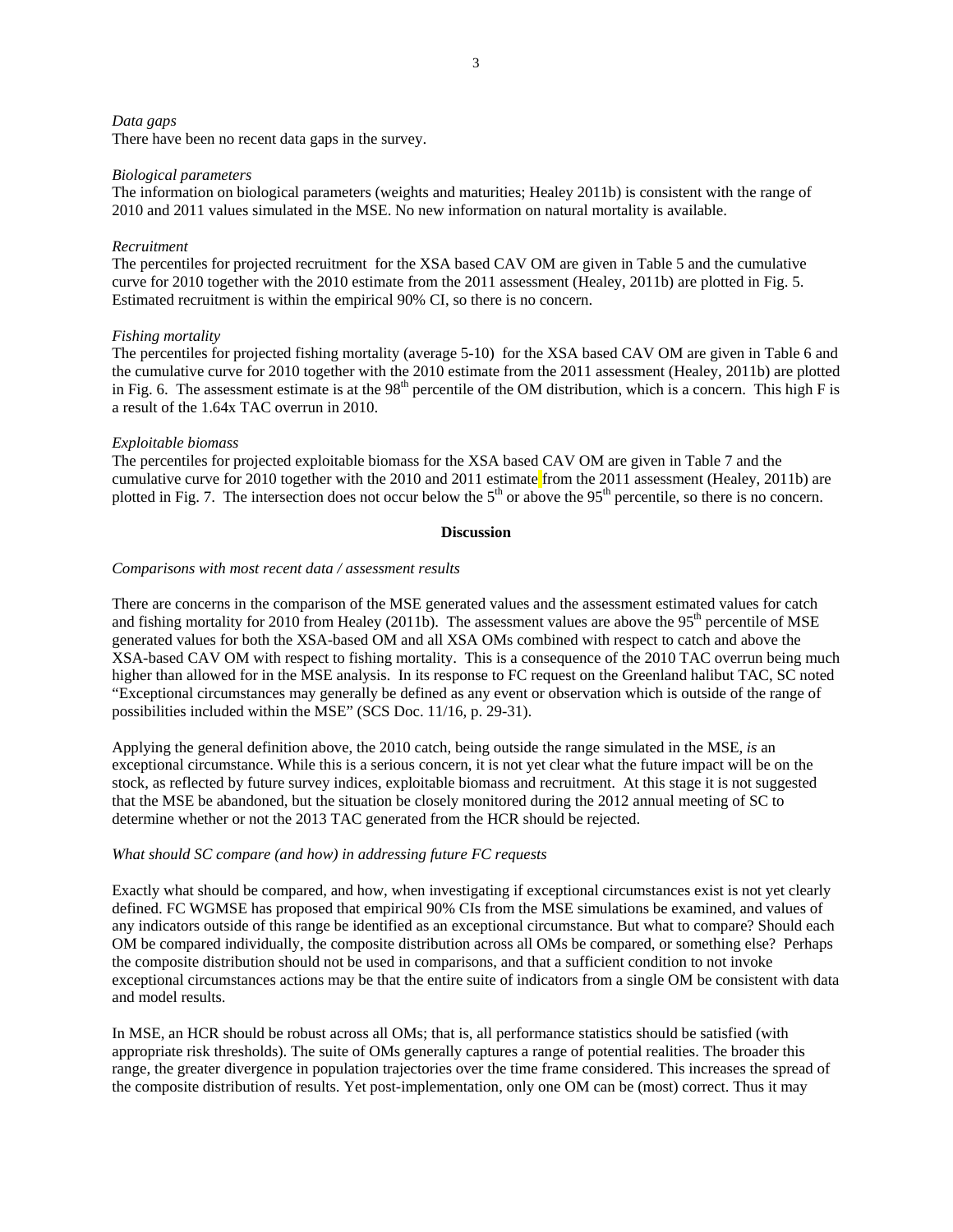*Data gaps*
There have been no recent data gaps in the survey.

*Biological parameters*
The information on biological parameters (weights and maturities; Healey 2011b) is consistent with the range of 2010 and 2011 values simulated in the MSE. No new information on natural mortality is available.

*Recruitment*
The percentiles for projected recruitment for the XSA based CAV OM are given in Table 5 and the cumulative curve for 2010 together with the 2010 estimate from the 2011 assessment (Healey, 2011b) are plotted in Fig. 5. Estimated recruitment is within the empirical 90% CI, so there is no concern.

*Fishing mortality*
The percentiles for projected fishing mortality (average 5-10) for the XSA based CAV OM are given in Table 6 and the cumulative curve for 2010 together with the 2010 estimate from the 2011 assessment (Healey, 2011b) are plotted in Fig. 6. The assessment estimate is at the 98th percentile of the OM distribution, which is a concern. This high F is a result of the 1.64x TAC overrun in 2010.

*Exploitable biomass*
The percentiles for projected exploitable biomass for the XSA based CAV OM are given in Table 7 and the cumulative curve for 2010 together with the 2010 and 2011 estimate from the 2011 assessment (Healey, 2011b) are plotted in Fig. 7. The intersection does not occur below the 5th or above the 95th percentile, so there is no concern.

## Discussion

*Comparisons with most recent data / assessment results*

There are concerns in the comparison of the MSE generated values and the assessment estimated values for catch and fishing mortality for 2010 from Healey (2011b). The assessment values are above the 95th percentile of MSE generated values for both the XSA-based OM and all XSA OMs combined with respect to catch and above the XSA-based CAV OM with respect to fishing mortality. This is a consequence of the 2010 TAC overrun being much higher than allowed for in the MSE analysis. In its response to FC request on the Greenland halibut TAC, SC noted "Exceptional circumstances may generally be defined as any event or observation which is outside of the range of possibilities included within the MSE" (SCS Doc. 11/16, p. 29-31).

Applying the general definition above, the 2010 catch, being outside the range simulated in the MSE, *is* an exceptional circumstance. While this is a serious concern, it is not yet clear what the future impact will be on the stock, as reflected by future survey indices, exploitable biomass and recruitment. At this stage it is not suggested that the MSE be abandoned, but the situation be closely monitored during the 2012 annual meeting of SC to determine whether or not the 2013 TAC generated from the HCR should be rejected.

*What should SC compare (and how) in addressing future FC requests*

Exactly what should be compared, and how, when investigating if exceptional circumstances exist is not yet clearly defined. FC WGMSE has proposed that empirical 90% CIs from the MSE simulations be examined, and values of any indicators outside of this range be identified as an exceptional circumstance. But what to compare? Should each OM be compared individually, the composite distribution across all OMs be compared, or something else? Perhaps the composite distribution should not be used in comparisons, and that a sufficient condition to not invoke exceptional circumstances actions may be that the entire suite of indicators from a single OM be consistent with data and model results.

In MSE, an HCR should be robust across all OMs; that is, all performance statistics should be satisfied (with appropriate risk thresholds). The suite of OMs generally captures a range of potential realities. The broader this range, the greater divergence in population trajectories over the time frame considered. This increases the spread of the composite distribution of results. Yet post-implementation, only one OM can be (most) correct. Thus it may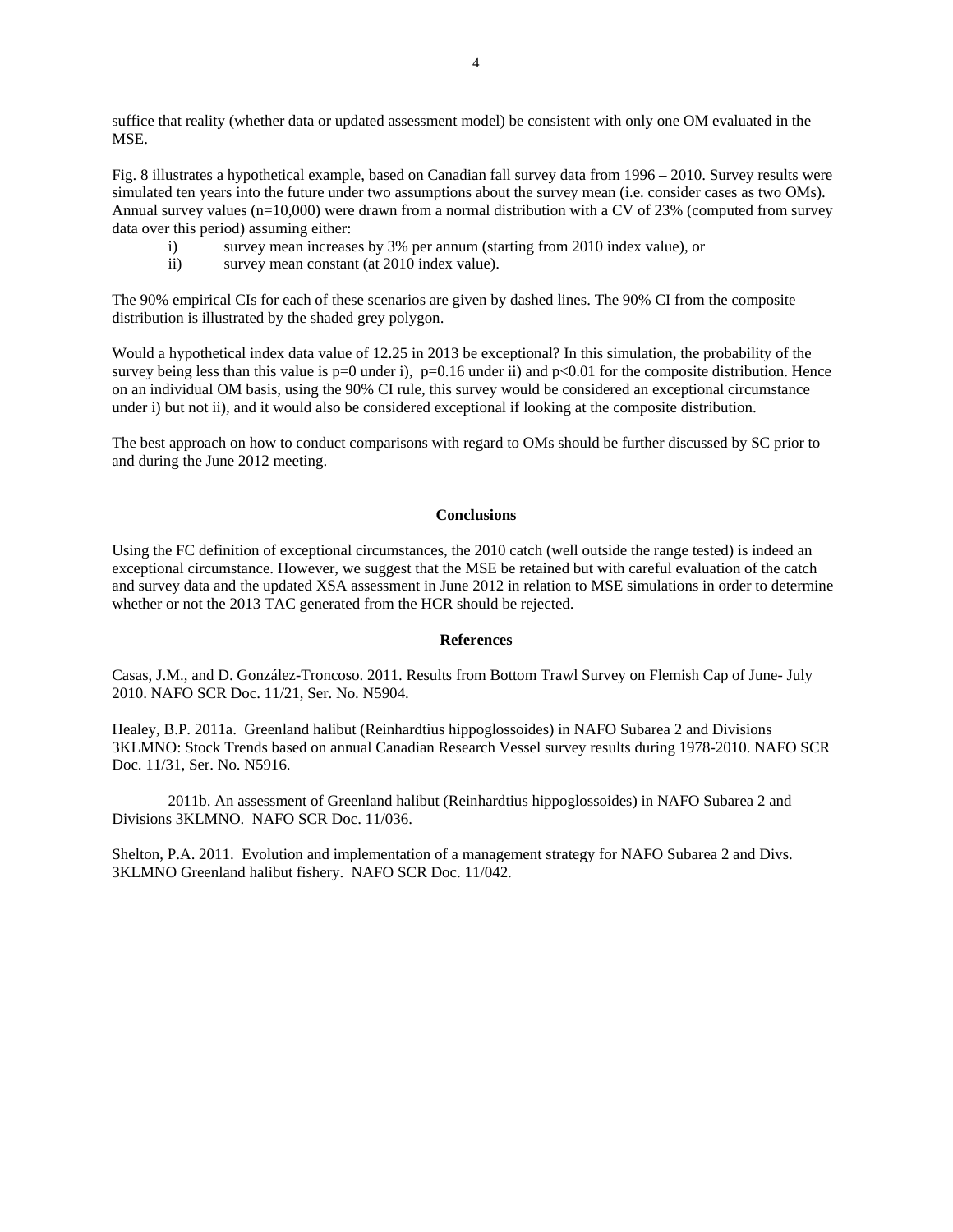suffice that reality (whether data or updated assessment model) be consistent with only one OM evaluated in the MSE.

Fig. 8 illustrates a hypothetical example, based on Canadian fall survey data from 1996 – 2010. Survey results were simulated ten years into the future under two assumptions about the survey mean (i.e. consider cases as two OMs). Annual survey values (n=10,000) were drawn from a normal distribution with a CV of 23% (computed from survey data over this period) assuming either:

i) survey mean increases by 3% per annum (starting from 2010 index value), or
ii) survey mean constant (at 2010 index value).

The 90% empirical CIs for each of these scenarios are given by dashed lines. The 90% CI from the composite distribution is illustrated by the shaded grey polygon.

Would a hypothetical index data value of 12.25 in 2013 be exceptional? In this simulation, the probability of the survey being less than this value is $p=0$ under i), $p=0.16$ under ii) and $p<0.01$ for the composite distribution. Hence on an individual OM basis, using the 90% CI rule, this survey would be considered an exceptional circumstance under i) but not ii), and it would also be considered exceptional if looking at the composite distribution.

The best approach on how to conduct comparisons with regard to OMs should be further discussed by SC prior to and during the June 2012 meeting.

## Conclusions

Using the FC definition of exceptional circumstances, the 2010 catch (well outside the range tested) is indeed an exceptional circumstance. However, we suggest that the MSE be retained but with careful evaluation of the catch and survey data and the updated XSA assessment in June 2012 in relation to MSE simulations in order to determine whether or not the 2013 TAC generated from the HCR should be rejected.

## References

Casas, J.M., and D. González-Troncoso. 2011. Results from Bottom Trawl Survey on Flemish Cap of June- July 2010. NAFO SCR Doc. 11/21, Ser. No. N5904.

Healey, B.P. 2011a. Greenland halibut (Reinhardtius hippoglossoides) in NAFO Subarea 2 and Divisions 3KLMNO: Stock Trends based on annual Canadian Research Vessel survey results during 1978-2010. NAFO SCR Doc. 11/31, Ser. No. N5916.

2011b. An assessment of Greenland halibut (Reinhardtius hippoglossoides) in NAFO Subarea 2 and Divisions 3KLMNO. NAFO SCR Doc. 11/036.

Shelton, P.A. 2011. Evolution and implementation of a management strategy for NAFO Subarea 2 and Divs. 3KLMNO Greenland halibut fishery. NAFO SCR Doc. 11/042.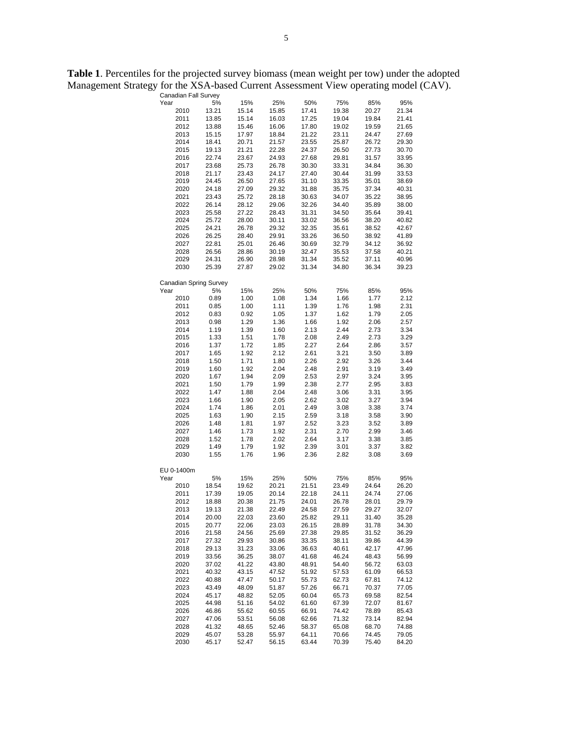**Table 1**. Percentiles for the projected survey biomass (mean weight per tow) under the adopted Management Strategy for the XSA-based Current Assessment View operating model (CAV).

Canadian Fall Survey

| Year | 5% | 15% | 25% | 50% | 75% | 85% | 95% |
|---|---|---|---|---|---|---|---|
| 2010 | 13.21 | 15.14 | 15.85 | 17.41 | 19.38 | 20.27 | 21.34 |
| 2011 | 13.85 | 15.14 | 16.03 | 17.25 | 19.04 | 19.84 | 21.41 |
| 2012 | 13.88 | 15.46 | 16.06 | 17.80 | 19.02 | 19.59 | 21.65 |
| 2013 | 15.15 | 17.97 | 18.84 | 21.22 | 23.11 | 24.47 | 27.69 |
| 2014 | 18.41 | 20.71 | 21.57 | 23.55 | 25.87 | 26.72 | 29.30 |
| 2015 | 19.13 | 21.21 | 22.28 | 24.37 | 26.50 | 27.73 | 30.70 |
| 2016 | 22.74 | 23.67 | 24.93 | 27.68 | 29.81 | 31.57 | 33.95 |
| 2017 | 23.68 | 25.73 | 26.78 | 30.30 | 33.31 | 34.84 | 36.30 |
| 2018 | 21.17 | 23.43 | 24.17 | 27.40 | 30.44 | 31.99 | 33.53 |
| 2019 | 24.45 | 26.50 | 27.65 | 31.10 | 33.35 | 35.01 | 38.69 |
| 2020 | 24.18 | 27.09 | 29.32 | 31.88 | 35.75 | 37.34 | 40.31 |
| 2021 | 23.43 | 25.72 | 28.18 | 30.63 | 34.07 | 35.22 | 38.95 |
| 2022 | 26.14 | 28.12 | 29.06 | 32.26 | 34.40 | 35.89 | 38.00 |
| 2023 | 25.58 | 27.22 | 28.43 | 31.31 | 34.50 | 35.64 | 39.41 |
| 2024 | 25.72 | 28.00 | 30.11 | 33.02 | 36.56 | 38.20 | 40.82 |
| 2025 | 24.21 | 26.78 | 29.32 | 32.35 | 35.61 | 38.52 | 42.67 |
| 2026 | 26.25 | 28.40 | 29.91 | 33.26 | 36.50 | 38.92 | 41.89 |
| 2027 | 22.81 | 25.01 | 26.46 | 30.69 | 32.79 | 34.12 | 36.92 |
| 2028 | 26.56 | 28.86 | 30.19 | 32.47 | 35.53 | 37.58 | 40.21 |
| 2029 | 24.31 | 26.90 | 28.98 | 31.34 | 35.52 | 37.11 | 40.96 |
| 2030 | 25.39 | 27.87 | 29.02 | 31.34 | 34.80 | 36.34 | 39.23 |

Canadian Spring Survey

| Year | 5% | 15% | 25% | 50% | 75% | 85% | 95% |
|---|---|---|---|---|---|---|---|
| 2010 | 0.89 | 1.00 | 1.08 | 1.34 | 1.66 | 1.77 | 2.12 |
| 2011 | 0.85 | 1.00 | 1.11 | 1.39 | 1.76 | 1.98 | 2.31 |
| 2012 | 0.83 | 0.92 | 1.05 | 1.37 | 1.62 | 1.79 | 2.05 |
| 2013 | 0.98 | 1.29 | 1.36 | 1.66 | 1.92 | 2.06 | 2.57 |
| 2014 | 1.19 | 1.39 | 1.60 | 2.13 | 2.44 | 2.73 | 3.34 |
| 2015 | 1.33 | 1.51 | 1.78 | 2.08 | 2.49 | 2.73 | 3.29 |
| 2016 | 1.37 | 1.72 | 1.85 | 2.27 | 2.64 | 2.86 | 3.57 |
| 2017 | 1.65 | 1.92 | 2.12 | 2.61 | 3.21 | 3.50 | 3.89 |
| 2018 | 1.50 | 1.71 | 1.80 | 2.26 | 2.92 | 3.26 | 3.44 |
| 2019 | 1.60 | 1.92 | 2.04 | 2.48 | 2.91 | 3.19 | 3.49 |
| 2020 | 1.67 | 1.94 | 2.09 | 2.53 | 2.97 | 3.24 | 3.95 |
| 2021 | 1.50 | 1.79 | 1.99 | 2.38 | 2.77 | 2.95 | 3.83 |
| 2022 | 1.47 | 1.88 | 2.04 | 2.48 | 3.06 | 3.31 | 3.95 |
| 2023 | 1.66 | 1.90 | 2.05 | 2.62 | 3.02 | 3.27 | 3.94 |
| 2024 | 1.74 | 1.86 | 2.01 | 2.49 | 3.08 | 3.38 | 3.74 |
| 2025 | 1.63 | 1.90 | 2.15 | 2.59 | 3.18 | 3.58 | 3.90 |
| 2026 | 1.48 | 1.81 | 1.97 | 2.52 | 3.23 | 3.52 | 3.89 |
| 2027 | 1.46 | 1.73 | 1.92 | 2.31 | 2.70 | 2.99 | 3.46 |
| 2028 | 1.52 | 1.78 | 2.02 | 2.64 | 3.17 | 3.38 | 3.85 |
| 2029 | 1.49 | 1.79 | 1.92 | 2.39 | 3.01 | 3.37 | 3.82 |
| 2030 | 1.55 | 1.76 | 1.96 | 2.36 | 2.82 | 3.08 | 3.69 |

EU 0-1400m

| Year | 5% | 15% | 25% | 50% | 75% | 85% | 95% |
|---|---|---|---|---|---|---|---|
| 2010 | 18.54 | 19.62 | 20.21 | 21.51 | 23.49 | 24.64 | 26.20 |
| 2011 | 17.39 | 19.05 | 20.14 | 22.18 | 24.11 | 24.74 | 27.06 |
| 2012 | 18.88 | 20.38 | 21.75 | 24.01 | 26.78 | 28.01 | 29.79 |
| 2013 | 19.13 | 21.38 | 22.49 | 24.58 | 27.59 | 29.27 | 32.07 |
| 2014 | 20.00 | 22.03 | 23.60 | 25.82 | 29.11 | 31.40 | 35.28 |
| 2015 | 20.77 | 22.06 | 23.03 | 26.15 | 28.89 | 31.78 | 34.30 |
| 2016 | 21.58 | 24.56 | 25.69 | 27.38 | 29.85 | 31.52 | 36.29 |
| 2017 | 27.32 | 29.93 | 30.86 | 33.35 | 38.11 | 39.86 | 44.39 |
| 2018 | 29.13 | 31.23 | 33.06 | 36.63 | 40.61 | 42.17 | 47.96 |
| 2019 | 33.56 | 36.25 | 38.07 | 41.68 | 46.24 | 48.43 | 56.99 |
| 2020 | 37.02 | 41.22 | 43.80 | 48.91 | 54.40 | 56.72 | 63.03 |
| 2021 | 40.32 | 43.15 | 47.52 | 51.92 | 57.53 | 61.09 | 66.53 |
| 2022 | 40.88 | 47.47 | 50.17 | 55.73 | 62.73 | 67.81 | 74.12 |
| 2023 | 43.49 | 48.09 | 51.87 | 57.26 | 66.71 | 70.37 | 77.05 |
| 2024 | 45.17 | 48.82 | 52.05 | 60.04 | 65.73 | 69.58 | 82.54 |
| 2025 | 44.98 | 51.16 | 54.02 | 61.60 | 67.39 | 72.07 | 81.67 |
| 2026 | 46.86 | 55.62 | 60.55 | 66.91 | 74.42 | 78.89 | 85.43 |
| 2027 | 47.06 | 53.51 | 56.08 | 62.66 | 71.32 | 73.14 | 82.94 |
| 2028 | 41.32 | 48.65 | 52.46 | 58.37 | 65.08 | 68.70 | 74.88 |
| 2029 | 45.07 | 53.28 | 55.97 | 64.11 | 70.66 | 74.45 | 79.05 |
| 2030 | 45.17 | 52.47 | 56.15 | 63.44 | 70.39 | 75.40 | 84.20 |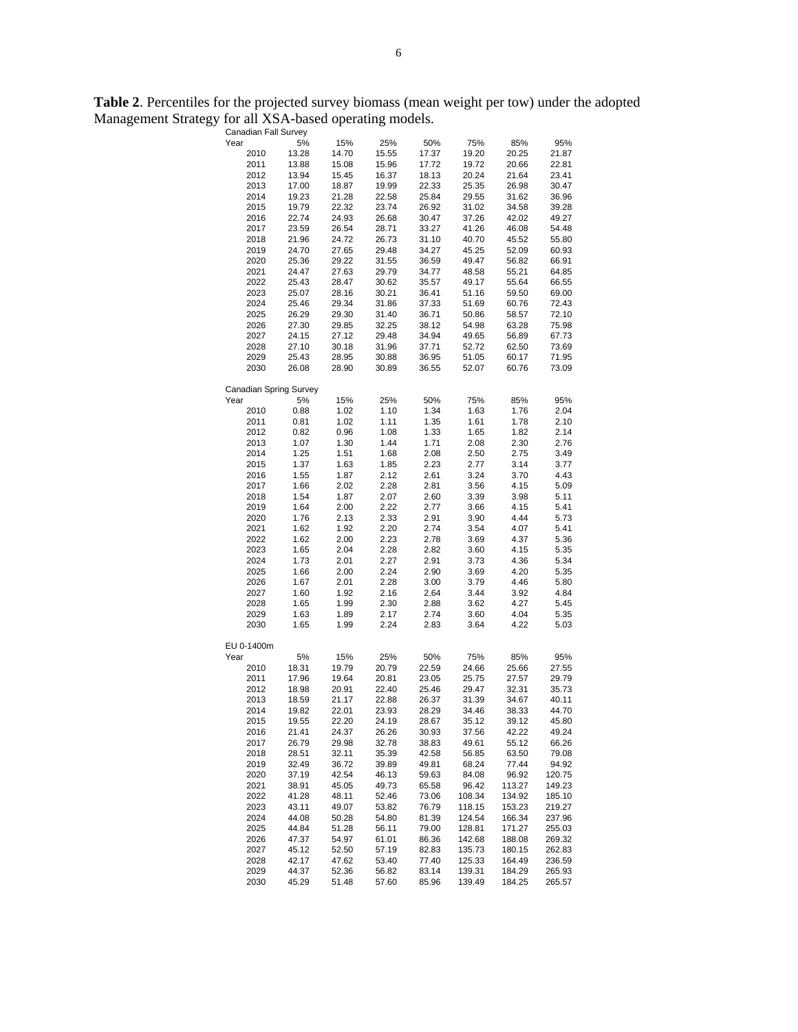**Table 2**. Percentiles for the projected survey biomass (mean weight per tow) under the adopted Management Strategy for all XSA-based operating models.

Canadian Fall Survey

| Year | 5% | 15% | 25% | 50% | 75% | 85% | 95% |
|---|---|---|---|---|---|---|---|
| 2010 | 13.28 | 14.70 | 15.55 | 17.37 | 19.20 | 20.25 | 21.87 |
| 2011 | 13.88 | 15.08 | 15.96 | 17.72 | 19.72 | 20.66 | 22.81 |
| 2012 | 13.94 | 15.45 | 16.37 | 18.13 | 20.24 | 21.64 | 23.41 |
| 2013 | 17.00 | 18.87 | 19.99 | 22.33 | 25.35 | 26.98 | 30.47 |
| 2014 | 19.23 | 21.28 | 22.58 | 25.84 | 29.55 | 31.62 | 36.96 |
| 2015 | 19.79 | 22.32 | 23.74 | 26.92 | 31.02 | 34.58 | 39.28 |
| 2016 | 22.74 | 24.93 | 26.68 | 30.47 | 37.26 | 42.02 | 49.27 |
| 2017 | 23.59 | 26.54 | 28.71 | 33.27 | 41.26 | 46.08 | 54.48 |
| 2018 | 21.96 | 24.72 | 26.73 | 31.10 | 40.70 | 45.52 | 55.80 |
| 2019 | 24.70 | 27.65 | 29.48 | 34.27 | 45.25 | 52.09 | 60.93 |
| 2020 | 25.36 | 29.22 | 31.55 | 36.59 | 49.47 | 56.82 | 66.91 |
| 2021 | 24.47 | 27.63 | 29.79 | 34.77 | 48.58 | 55.21 | 64.85 |
| 2022 | 25.43 | 28.47 | 30.62 | 35.57 | 49.17 | 55.64 | 66.55 |
| 2023 | 25.07 | 28.16 | 30.21 | 36.41 | 51.16 | 59.50 | 69.00 |
| 2024 | 25.46 | 29.34 | 31.86 | 37.33 | 51.69 | 60.76 | 72.43 |
| 2025 | 26.29 | 29.30 | 31.40 | 36.71 | 50.86 | 58.57 | 72.10 |
| 2026 | 27.30 | 29.85 | 32.25 | 38.12 | 54.98 | 63.28 | 75.98 |
| 2027 | 24.15 | 27.12 | 29.48 | 34.94 | 49.65 | 56.89 | 67.73 |
| 2028 | 27.10 | 30.18 | 31.96 | 37.71 | 52.72 | 62.50 | 73.69 |
| 2029 | 25.43 | 28.95 | 30.88 | 36.95 | 51.05 | 60.17 | 71.95 |
| 2030 | 26.08 | 28.90 | 30.89 | 36.55 | 52.07 | 60.76 | 73.09 |

Canadian Spring Survey

| Year | 5% | 15% | 25% | 50% | 75% | 85% | 95% |
|---|---|---|---|---|---|---|---|
| 2010 | 0.88 | 1.02 | 1.10 | 1.34 | 1.63 | 1.76 | 2.04 |
| 2011 | 0.81 | 1.02 | 1.11 | 1.35 | 1.61 | 1.78 | 2.10 |
| 2012 | 0.82 | 0.96 | 1.08 | 1.33 | 1.65 | 1.82 | 2.14 |
| 2013 | 1.07 | 1.30 | 1.44 | 1.71 | 2.08 | 2.30 | 2.76 |
| 2014 | 1.25 | 1.51 | 1.68 | 2.08 | 2.50 | 2.75 | 3.49 |
| 2015 | 1.37 | 1.63 | 1.85 | 2.23 | 2.77 | 3.14 | 3.77 |
| 2016 | 1.55 | 1.87 | 2.12 | 2.61 | 3.24 | 3.70 | 4.43 |
| 2017 | 1.66 | 2.02 | 2.28 | 2.81 | 3.56 | 4.15 | 5.09 |
| 2018 | 1.54 | 1.87 | 2.07 | 2.60 | 3.39 | 3.98 | 5.11 |
| 2019 | 1.64 | 2.00 | 2.22 | 2.77 | 3.66 | 4.15 | 5.41 |
| 2020 | 1.76 | 2.13 | 2.33 | 2.91 | 3.90 | 4.44 | 5.73 |
| 2021 | 1.62 | 1.92 | 2.20 | 2.74 | 3.54 | 4.07 | 5.41 |
| 2022 | 1.62 | 2.00 | 2.23 | 2.78 | 3.69 | 4.37 | 5.36 |
| 2023 | 1.65 | 2.04 | 2.28 | 2.82 | 3.60 | 4.15 | 5.35 |
| 2024 | 1.73 | 2.01 | 2.27 | 2.91 | 3.73 | 4.36 | 5.34 |
| 2025 | 1.66 | 2.00 | 2.24 | 2.90 | 3.69 | 4.20 | 5.35 |
| 2026 | 1.67 | 2.01 | 2.28 | 3.00 | 3.79 | 4.46 | 5.80 |
| 2027 | 1.60 | 1.92 | 2.16 | 2.64 | 3.44 | 3.92 | 4.84 |
| 2028 | 1.65 | 1.99 | 2.30 | 2.88 | 3.62 | 4.27 | 5.45 |
| 2029 | 1.63 | 1.89 | 2.17 | 2.74 | 3.60 | 4.04 | 5.35 |
| 2030 | 1.65 | 1.99 | 2.24 | 2.83 | 3.64 | 4.22 | 5.03 |

EU 0-1400m

| Year | 5% | 15% | 25% | 50% | 75% | 85% | 95% |
|---|---|---|---|---|---|---|---|
| 2010 | 18.31 | 19.79 | 20.79 | 22.59 | 24.66 | 25.66 | 27.55 |
| 2011 | 17.96 | 19.64 | 20.81 | 23.05 | 25.75 | 27.57 | 29.79 |
| 2012 | 18.98 | 20.91 | 22.40 | 25.46 | 29.47 | 32.31 | 35.73 |
| 2013 | 18.59 | 21.17 | 22.88 | 26.37 | 31.39 | 34.67 | 40.11 |
| 2014 | 19.82 | 22.01 | 23.93 | 28.29 | 34.46 | 38.33 | 44.70 |
| 2015 | 19.55 | 22.20 | 24.19 | 28.67 | 35.12 | 39.12 | 45.80 |
| 2016 | 21.41 | 24.37 | 26.26 | 30.93 | 37.56 | 42.22 | 49.24 |
| 2017 | 26.79 | 29.98 | 32.78 | 38.83 | 49.61 | 55.12 | 66.26 |
| 2018 | 28.51 | 32.11 | 35.39 | 42.58 | 56.85 | 63.50 | 79.08 |
| 2019 | 32.49 | 36.72 | 39.89 | 49.81 | 68.24 | 77.44 | 94.92 |
| 2020 | 37.19 | 42.54 | 46.13 | 59.63 | 84.08 | 96.92 | 120.75 |
| 2021 | 38.91 | 45.05 | 49.73 | 65.58 | 96.42 | 113.27 | 149.23 |
| 2022 | 41.28 | 48.11 | 52.46 | 73.06 | 108.34 | 134.92 | 185.10 |
| 2023 | 43.11 | 49.07 | 53.82 | 76.79 | 118.15 | 153.23 | 219.27 |
| 2024 | 44.08 | 50.28 | 54.80 | 81.39 | 124.54 | 166.34 | 237.96 |
| 2025 | 44.84 | 51.28 | 56.11 | 79.00 | 128.81 | 171.27 | 255.03 |
| 2026 | 47.37 | 54.97 | 61.01 | 86.36 | 142.68 | 188.08 | 269.32 |
| 2027 | 45.12 | 52.50 | 57.19 | 82.83 | 135.73 | 180.15 | 262.83 |
| 2028 | 42.17 | 47.62 | 53.40 | 77.40 | 125.33 | 164.49 | 236.59 |
| 2029 | 44.37 | 52.36 | 56.82 | 83.14 | 139.31 | 184.29 | 265.93 |
| 2030 | 45.29 | 51.48 | 57.60 | 85.96 | 139.49 | 184.25 | 265.57 |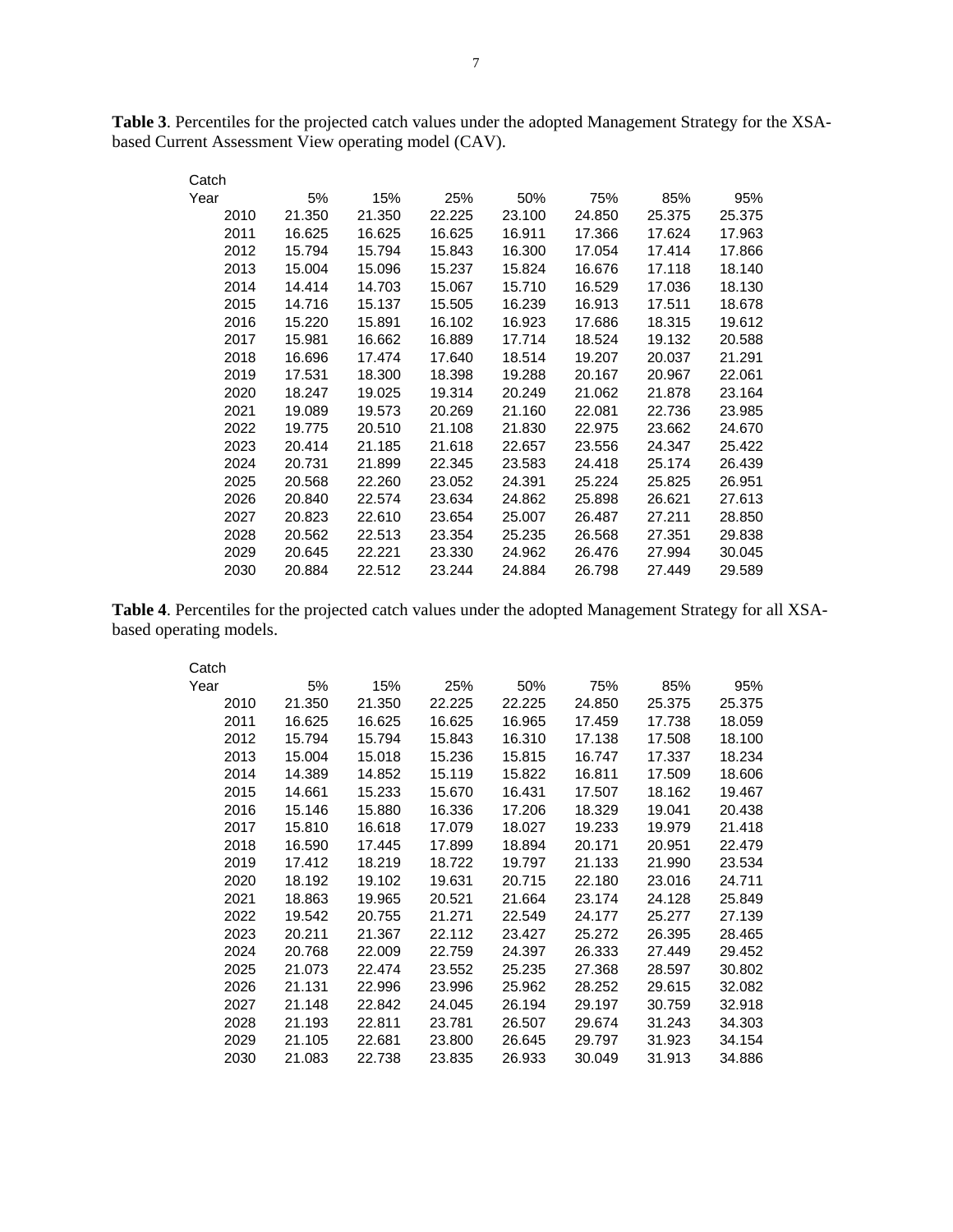**Table 3**. Percentiles for the projected catch values under the adopted Management Strategy for the XSA-based Current Assessment View operating model (CAV).

| Catch Year | 5% | 15% | 25% | 50% | 75% | 85% | 95% |
|---|---|---|---|---|---|---|---|
| 2010 | 21.350 | 21.350 | 22.225 | 23.100 | 24.850 | 25.375 | 25.375 |
| 2011 | 16.625 | 16.625 | 16.625 | 16.911 | 17.366 | 17.624 | 17.963 |
| 2012 | 15.794 | 15.794 | 15.843 | 16.300 | 17.054 | 17.414 | 17.866 |
| 2013 | 15.004 | 15.096 | 15.237 | 15.824 | 16.676 | 17.118 | 18.140 |
| 2014 | 14.414 | 14.703 | 15.067 | 15.710 | 16.529 | 17.036 | 18.130 |
| 2015 | 14.716 | 15.137 | 15.505 | 16.239 | 16.913 | 17.511 | 18.678 |
| 2016 | 15.220 | 15.891 | 16.102 | 16.923 | 17.686 | 18.315 | 19.612 |
| 2017 | 15.981 | 16.662 | 16.889 | 17.714 | 18.524 | 19.132 | 20.588 |
| 2018 | 16.696 | 17.474 | 17.640 | 18.514 | 19.207 | 20.037 | 21.291 |
| 2019 | 17.531 | 18.300 | 18.398 | 19.288 | 20.167 | 20.967 | 22.061 |
| 2020 | 18.247 | 19.025 | 19.314 | 20.249 | 21.062 | 21.878 | 23.164 |
| 2021 | 19.089 | 19.573 | 20.269 | 21.160 | 22.081 | 22.736 | 23.985 |
| 2022 | 19.775 | 20.510 | 21.108 | 21.830 | 22.975 | 23.662 | 24.670 |
| 2023 | 20.414 | 21.185 | 21.618 | 22.657 | 23.556 | 24.347 | 25.422 |
| 2024 | 20.731 | 21.899 | 22.345 | 23.583 | 24.418 | 25.174 | 26.439 |
| 2025 | 20.568 | 22.260 | 23.052 | 24.391 | 25.224 | 25.825 | 26.951 |
| 2026 | 20.840 | 22.574 | 23.634 | 24.862 | 25.898 | 26.621 | 27.613 |
| 2027 | 20.823 | 22.610 | 23.654 | 25.007 | 26.487 | 27.211 | 28.850 |
| 2028 | 20.562 | 22.513 | 23.354 | 25.235 | 26.568 | 27.351 | 29.838 |
| 2029 | 20.645 | 22.221 | 23.330 | 24.962 | 26.476 | 27.994 | 30.045 |
| 2030 | 20.884 | 22.512 | 23.244 | 24.884 | 26.798 | 27.449 | 29.589 |

**Table 4**. Percentiles for the projected catch values under the adopted Management Strategy for all XSA-based operating models.

| Catch Year | 5% | 15% | 25% | 50% | 75% | 85% | 95% |
|---|---|---|---|---|---|---|---|
| 2010 | 21.350 | 21.350 | 22.225 | 22.225 | 24.850 | 25.375 | 25.375 |
| 2011 | 16.625 | 16.625 | 16.625 | 16.965 | 17.459 | 17.738 | 18.059 |
| 2012 | 15.794 | 15.794 | 15.843 | 16.310 | 17.138 | 17.508 | 18.100 |
| 2013 | 15.004 | 15.018 | 15.236 | 15.815 | 16.747 | 17.337 | 18.234 |
| 2014 | 14.389 | 14.852 | 15.119 | 15.822 | 16.811 | 17.509 | 18.606 |
| 2015 | 14.661 | 15.233 | 15.670 | 16.431 | 17.507 | 18.162 | 19.467 |
| 2016 | 15.146 | 15.880 | 16.336 | 17.206 | 18.329 | 19.041 | 20.438 |
| 2017 | 15.810 | 16.618 | 17.079 | 18.027 | 19.233 | 19.979 | 21.418 |
| 2018 | 16.590 | 17.445 | 17.899 | 18.894 | 20.171 | 20.951 | 22.479 |
| 2019 | 17.412 | 18.219 | 18.722 | 19.797 | 21.133 | 21.990 | 23.534 |
| 2020 | 18.192 | 19.102 | 19.631 | 20.715 | 22.180 | 23.016 | 24.711 |
| 2021 | 18.863 | 19.965 | 20.521 | 21.664 | 23.174 | 24.128 | 25.849 |
| 2022 | 19.542 | 20.755 | 21.271 | 22.549 | 24.177 | 25.277 | 27.139 |
| 2023 | 20.211 | 21.367 | 22.112 | 23.427 | 25.272 | 26.395 | 28.465 |
| 2024 | 20.768 | 22.009 | 22.759 | 24.397 | 26.333 | 27.449 | 29.452 |
| 2025 | 21.073 | 22.474 | 23.552 | 25.235 | 27.368 | 28.597 | 30.802 |
| 2026 | 21.131 | 22.996 | 23.996 | 25.962 | 28.252 | 29.615 | 32.082 |
| 2027 | 21.148 | 22.842 | 24.045 | 26.194 | 29.197 | 30.759 | 32.918 |
| 2028 | 21.193 | 22.811 | 23.781 | 26.507 | 29.674 | 31.243 | 34.303 |
| 2029 | 21.105 | 22.681 | 23.800 | 26.645 | 29.797 | 31.923 | 34.154 |
| 2030 | 21.083 | 22.738 | 23.835 | 26.933 | 30.049 | 31.913 | 34.886 |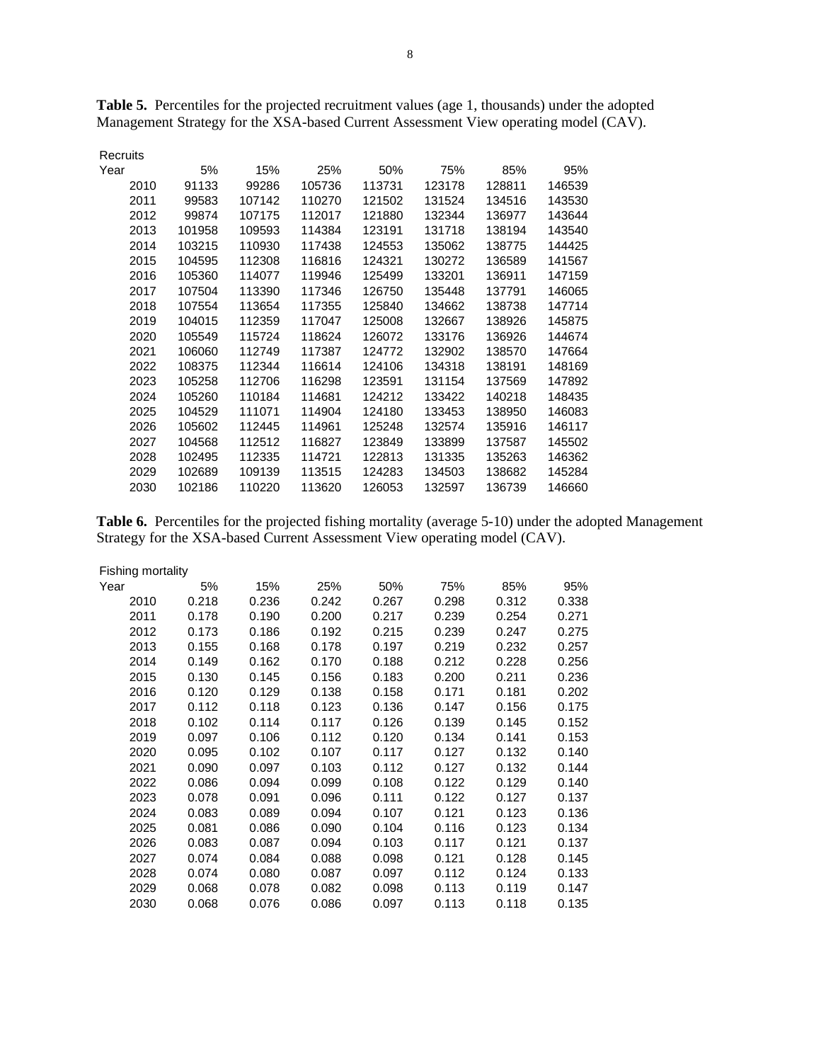**Table 5.** Percentiles for the projected recruitment values (age 1, thousands) under the adopted Management Strategy for the XSA-based Current Assessment View operating model (CAV).

| Recruits | | | | | | | |
|---|---|---|---|---|---|---|---|
| Year | 5% | 15% | 25% | 50% | 75% | 85% | 95% |
| 2010 | 91133 | 99286 | 105736 | 113731 | 123178 | 128811 | 146539 |
| 2011 | 99583 | 107142 | 110270 | 121502 | 131524 | 134516 | 143530 |
| 2012 | 99874 | 107175 | 112017 | 121880 | 132344 | 136977 | 143644 |
| 2013 | 101958 | 109593 | 114384 | 123191 | 131718 | 138194 | 143540 |
| 2014 | 103215 | 110930 | 117438 | 124553 | 135062 | 138775 | 144425 |
| 2015 | 104595 | 112308 | 116816 | 124321 | 130272 | 136589 | 141567 |
| 2016 | 105360 | 114077 | 119946 | 125499 | 133201 | 136911 | 147159 |
| 2017 | 107504 | 113390 | 117346 | 126750 | 135448 | 137791 | 146065 |
| 2018 | 107554 | 113654 | 117355 | 125840 | 134662 | 138738 | 147714 |
| 2019 | 104015 | 112359 | 117047 | 125008 | 132667 | 138926 | 145875 |
| 2020 | 105549 | 115724 | 118624 | 126072 | 133176 | 136926 | 144674 |
| 2021 | 106060 | 112749 | 117387 | 124772 | 132902 | 138570 | 147664 |
| 2022 | 108375 | 112344 | 116614 | 124106 | 134318 | 138191 | 148169 |
| 2023 | 105258 | 112706 | 116298 | 123591 | 131154 | 137569 | 147892 |
| 2024 | 105260 | 110184 | 114681 | 124212 | 133422 | 140218 | 148435 |
| 2025 | 104529 | 111071 | 114904 | 124180 | 133453 | 138950 | 146083 |
| 2026 | 105602 | 112445 | 114961 | 125248 | 132574 | 135916 | 146117 |
| 2027 | 104568 | 112512 | 116827 | 123849 | 133899 | 137587 | 145502 |
| 2028 | 102495 | 112335 | 114721 | 122813 | 131335 | 135263 | 146362 |
| 2029 | 102689 | 109139 | 113515 | 124283 | 134503 | 138682 | 145284 |
| 2030 | 102186 | 110220 | 113620 | 126053 | 132597 | 136739 | 146660 |

**Table 6.** Percentiles for the projected fishing mortality (average 5-10) under the adopted Management Strategy for the XSA-based Current Assessment View operating model (CAV).

| Fishing mortality | | | | | | | |
|---|---|---|---|---|---|---|---|
| Year | 5% | 15% | 25% | 50% | 75% | 85% | 95% |
| 2010 | 0.218 | 0.236 | 0.242 | 0.267 | 0.298 | 0.312 | 0.338 |
| 2011 | 0.178 | 0.190 | 0.200 | 0.217 | 0.239 | 0.254 | 0.271 |
| 2012 | 0.173 | 0.186 | 0.192 | 0.215 | 0.239 | 0.247 | 0.275 |
| 2013 | 0.155 | 0.168 | 0.178 | 0.197 | 0.219 | 0.232 | 0.257 |
| 2014 | 0.149 | 0.162 | 0.170 | 0.188 | 0.212 | 0.228 | 0.256 |
| 2015 | 0.130 | 0.145 | 0.156 | 0.183 | 0.200 | 0.211 | 0.236 |
| 2016 | 0.120 | 0.129 | 0.138 | 0.158 | 0.171 | 0.181 | 0.202 |
| 2017 | 0.112 | 0.118 | 0.123 | 0.136 | 0.147 | 0.156 | 0.175 |
| 2018 | 0.102 | 0.114 | 0.117 | 0.126 | 0.139 | 0.145 | 0.152 |
| 2019 | 0.097 | 0.106 | 0.112 | 0.120 | 0.134 | 0.141 | 0.153 |
| 2020 | 0.095 | 0.102 | 0.107 | 0.117 | 0.127 | 0.132 | 0.140 |
| 2021 | 0.090 | 0.097 | 0.103 | 0.112 | 0.127 | 0.132 | 0.144 |
| 2022 | 0.086 | 0.094 | 0.099 | 0.108 | 0.122 | 0.129 | 0.140 |
| 2023 | 0.078 | 0.091 | 0.096 | 0.111 | 0.122 | 0.127 | 0.137 |
| 2024 | 0.083 | 0.089 | 0.094 | 0.107 | 0.121 | 0.123 | 0.136 |
| 2025 | 0.081 | 0.086 | 0.090 | 0.104 | 0.116 | 0.123 | 0.134 |
| 2026 | 0.083 | 0.087 | 0.094 | 0.103 | 0.117 | 0.121 | 0.137 |
| 2027 | 0.074 | 0.084 | 0.088 | 0.098 | 0.121 | 0.128 | 0.145 |
| 2028 | 0.074 | 0.080 | 0.087 | 0.097 | 0.112 | 0.124 | 0.133 |
| 2029 | 0.068 | 0.078 | 0.082 | 0.098 | 0.113 | 0.119 | 0.147 |
| 2030 | 0.068 | 0.076 | 0.086 | 0.097 | 0.113 | 0.118 | 0.135 |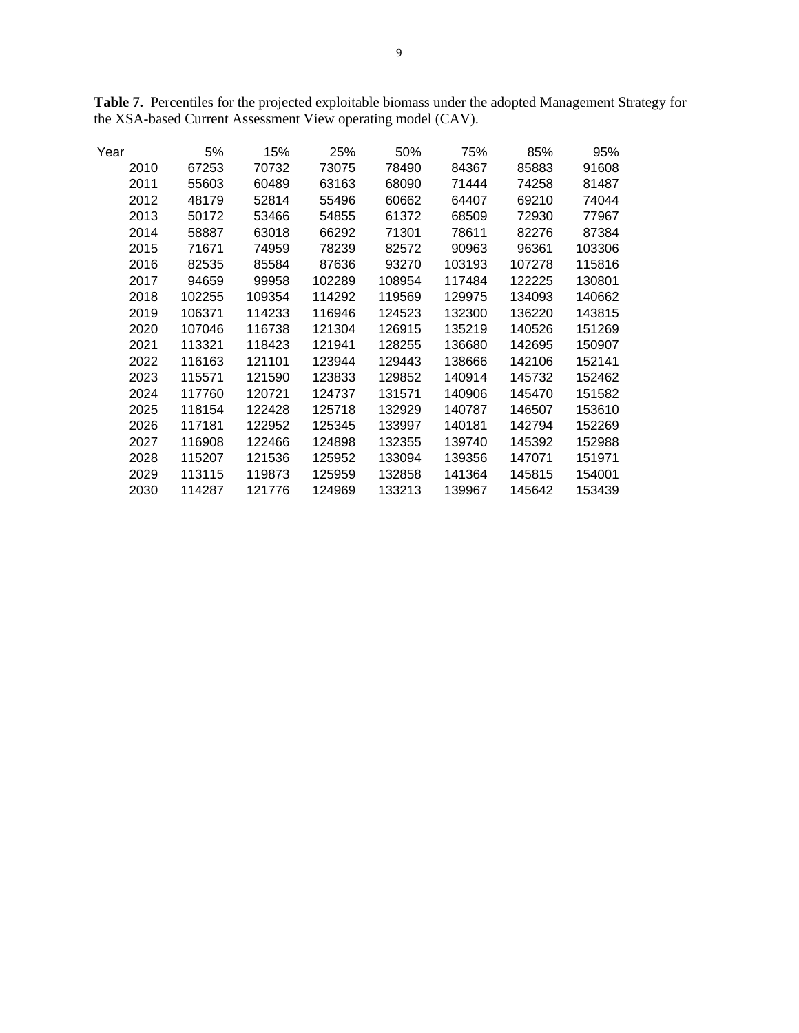**Table 7.** Percentiles for the projected exploitable biomass under the adopted Management Strategy for the XSA-based Current Assessment View operating model (CAV).

| Year | 5% | 15% | 25% | 50% | 75% | 85% | 95% |
|---|---|---|---|---|---|---|---|
| 2010 | 67253 | 70732 | 73075 | 78490 | 84367 | 85883 | 91608 |
| 2011 | 55603 | 60489 | 63163 | 68090 | 71444 | 74258 | 81487 |
| 2012 | 48179 | 52814 | 55496 | 60662 | 64407 | 69210 | 74044 |
| 2013 | 50172 | 53466 | 54855 | 61372 | 68509 | 72930 | 77967 |
| 2014 | 58887 | 63018 | 66292 | 71301 | 78611 | 82276 | 87384 |
| 2015 | 71671 | 74959 | 78239 | 82572 | 90963 | 96361 | 103306 |
| 2016 | 82535 | 85584 | 87636 | 93270 | 103193 | 107278 | 115816 |
| 2017 | 94659 | 99958 | 102289 | 108954 | 117484 | 122225 | 130801 |
| 2018 | 102255 | 109354 | 114292 | 119569 | 129975 | 134093 | 140662 |
| 2019 | 106371 | 114233 | 116946 | 124523 | 132300 | 136220 | 143815 |
| 2020 | 107046 | 116738 | 121304 | 126915 | 135219 | 140526 | 151269 |
| 2021 | 113321 | 118423 | 121941 | 128255 | 136680 | 142695 | 150907 |
| 2022 | 116163 | 121101 | 123944 | 129443 | 138666 | 142106 | 152141 |
| 2023 | 115571 | 121590 | 123833 | 129852 | 140914 | 145732 | 152462 |
| 2024 | 117760 | 120721 | 124737 | 131571 | 140906 | 145470 | 151582 |
| 2025 | 118154 | 122428 | 125718 | 132929 | 140787 | 146507 | 153610 |
| 2026 | 117181 | 122952 | 125345 | 133997 | 140181 | 142794 | 152269 |
| 2027 | 116908 | 122466 | 124898 | 132355 | 139740 | 145392 | 152988 |
| 2028 | 115207 | 121536 | 125952 | 133094 | 139356 | 147071 | 151971 |
| 2029 | 113115 | 119873 | 125959 | 132858 | 141364 | 145815 | 154001 |
| 2030 | 114287 | 121776 | 124969 | 133213 | 139967 | 145642 | 153439 |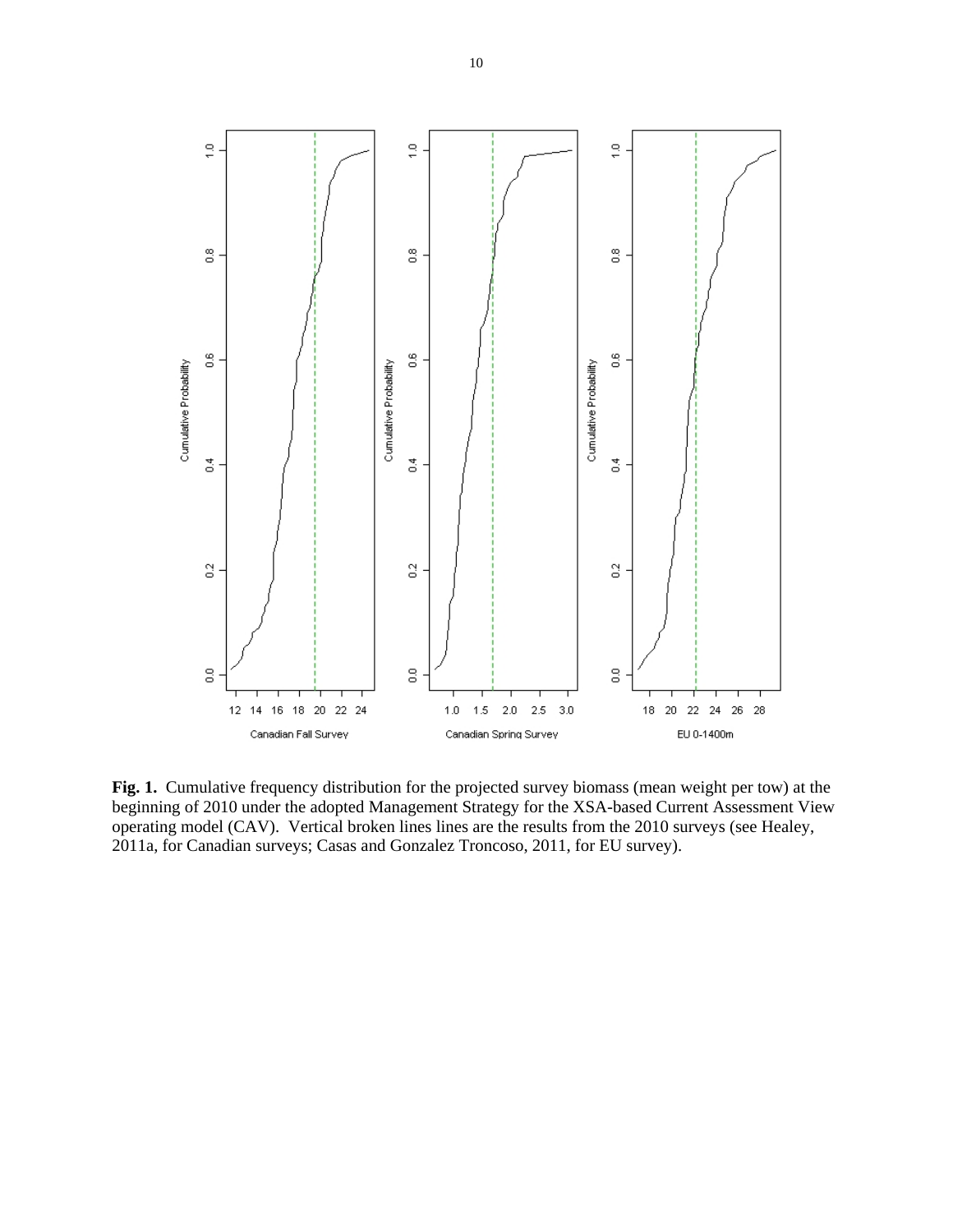**Fig. 1.** Cumulative frequency distribution for the projected survey biomass (mean weight per tow) at the beginning of 2010 under the adopted Management Strategy for the XSA-based Current Assessment View operating model (CAV). Vertical broken lines lines are the results from the 2010 surveys (see Healey, 2011a, for Canadian surveys; Casas and Gonzalez Troncoso, 2011, for EU survey).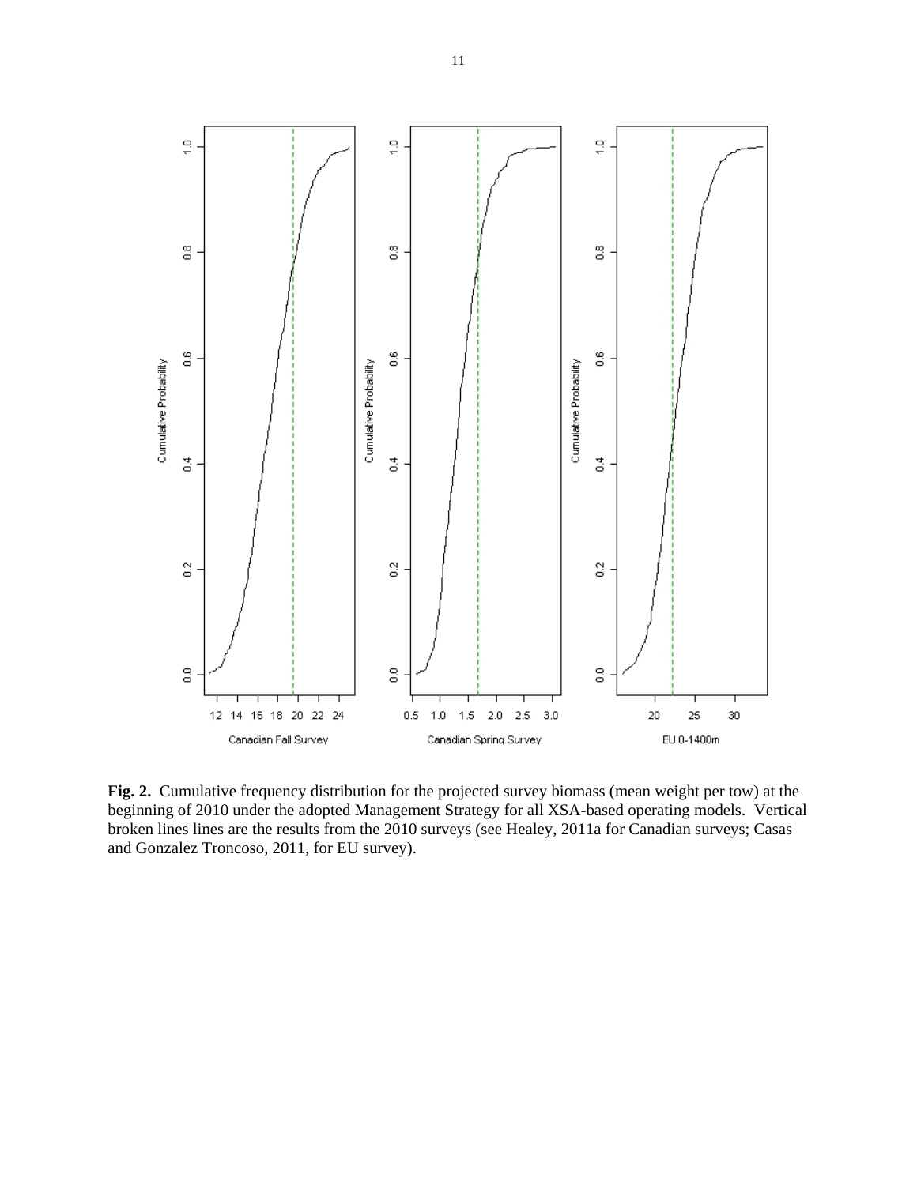**Fig. 2.** Cumulative frequency distribution for the projected survey biomass (mean weight per tow) at the beginning of 2010 under the adopted Management Strategy for all XSA-based operating models. Vertical broken lines lines are the results from the 2010 surveys (see Healey, 2011a for Canadian surveys; Casas and Gonzalez Troncoso, 2011, for EU survey).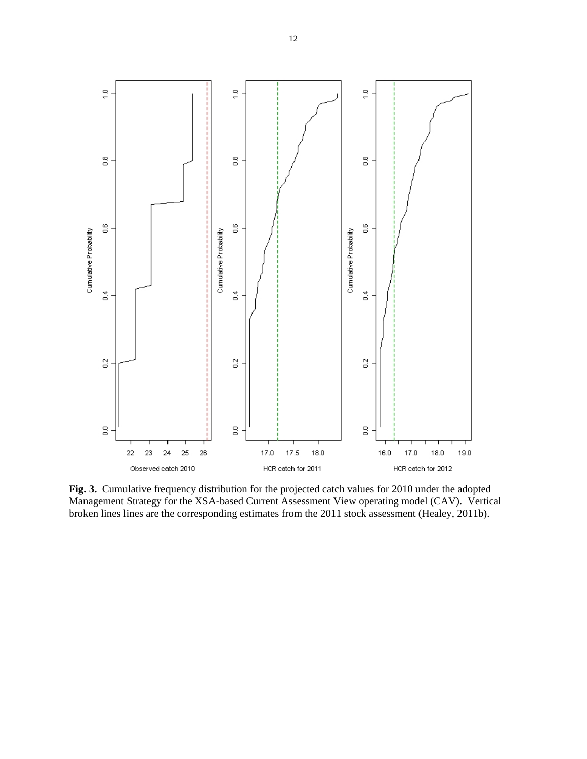**Fig. 3.** Cumulative frequency distribution for the projected catch values for 2010 under the adopted Management Strategy for the XSA-based Current Assessment View operating model (CAV). Vertical broken lines lines are the corresponding estimates from the 2011 stock assessment (Healey, 2011b).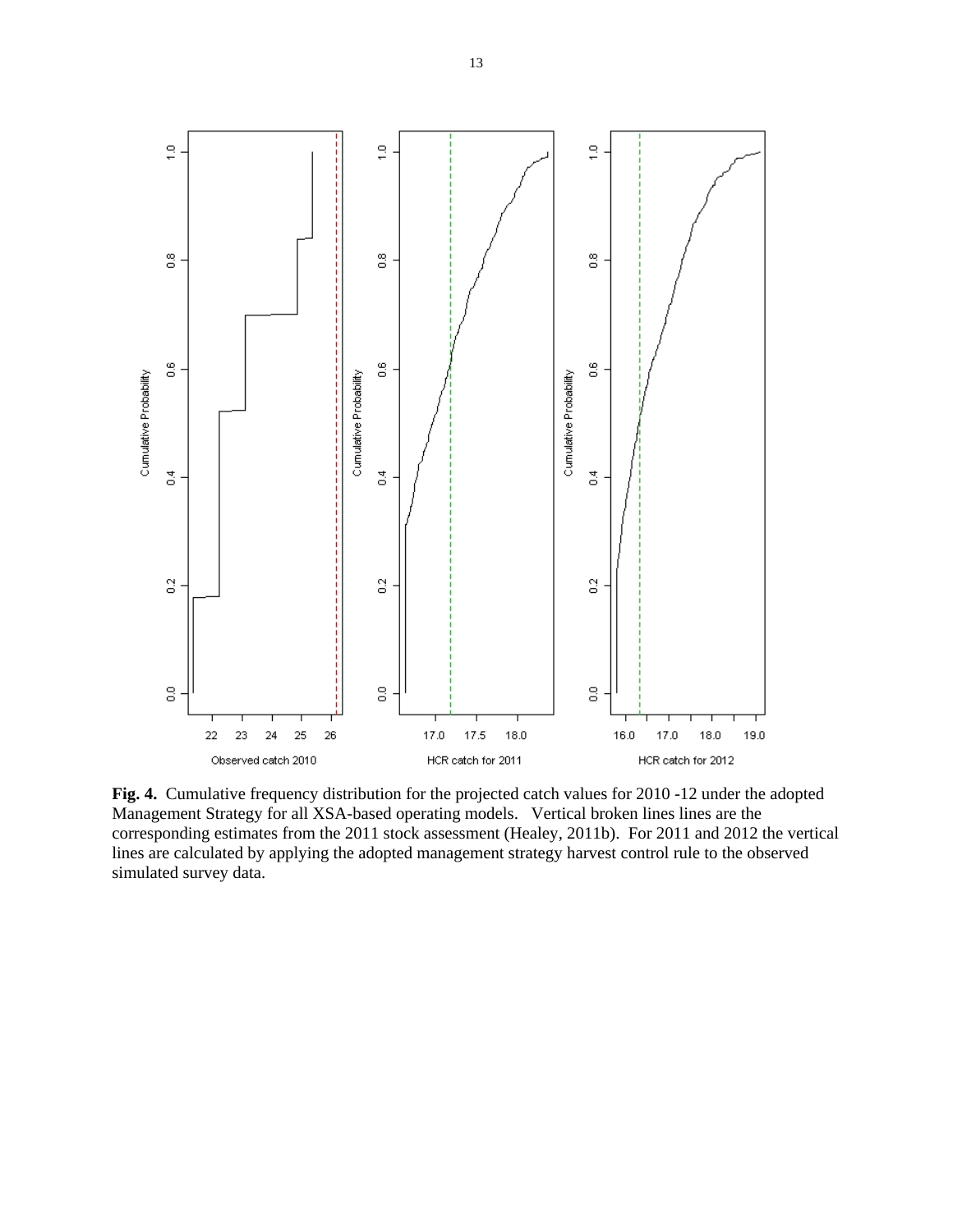**Fig. 4.** Cumulative frequency distribution for the projected catch values for 2010 -12 under the adopted Management Strategy for all XSA-based operating models. Vertical broken lines lines are the corresponding estimates from the 2011 stock assessment (Healey, 2011b). For 2011 and 2012 the vertical lines are calculated by applying the adopted management strategy harvest control rule to the observed simulated survey data.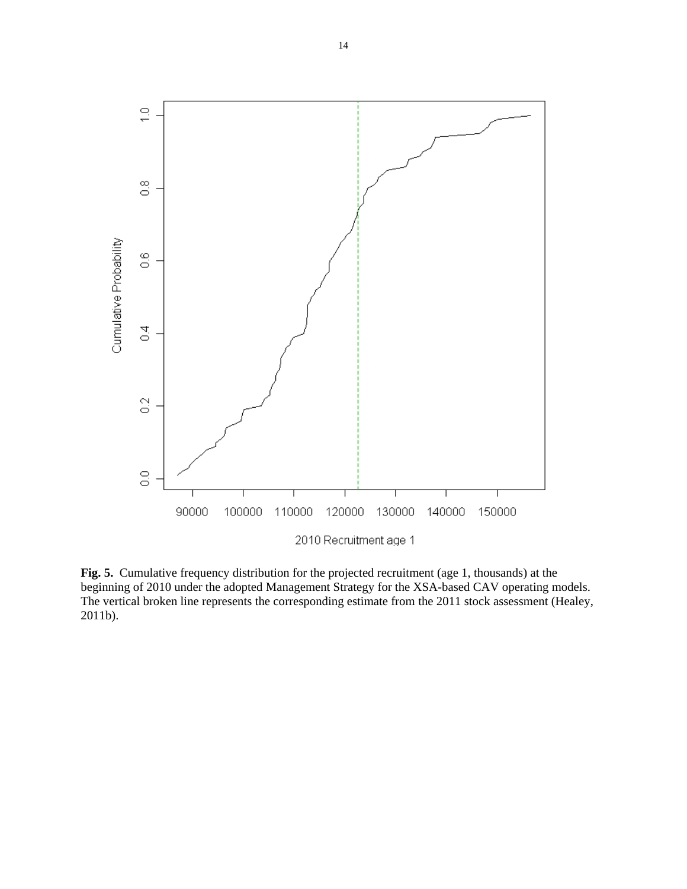**Fig. 5.** Cumulative frequency distribution for the projected recruitment (age 1, thousands) at the beginning of 2010 under the adopted Management Strategy for the XSA-based CAV operating models. The vertical broken line represents the corresponding estimate from the 2011 stock assessment (Healey, 2011b).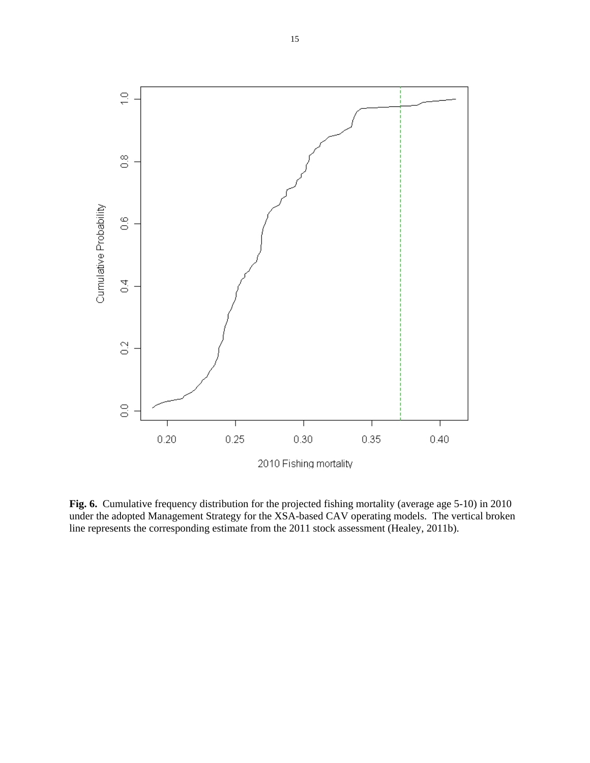**Fig. 6.** Cumulative frequency distribution for the projected fishing mortality (average age 5-10) in 2010 under the adopted Management Strategy for the XSA-based CAV operating models. The vertical broken line represents the corresponding estimate from the 2011 stock assessment (Healey, 2011b).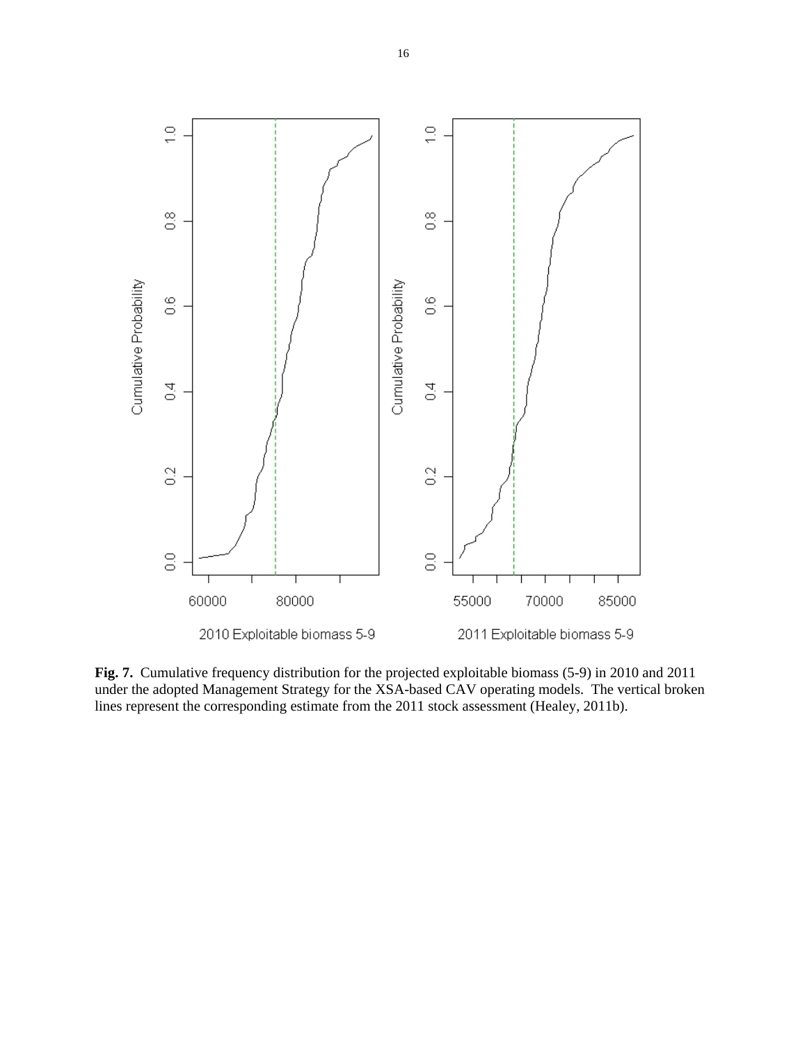**Fig. 7.** Cumulative frequency distribution for the projected exploitable biomass (5-9) in 2010 and 2011 under the adopted Management Strategy for the XSA-based CAV operating models. The vertical broken lines represent the corresponding estimate from the 2011 stock assessment (Healey, 2011b).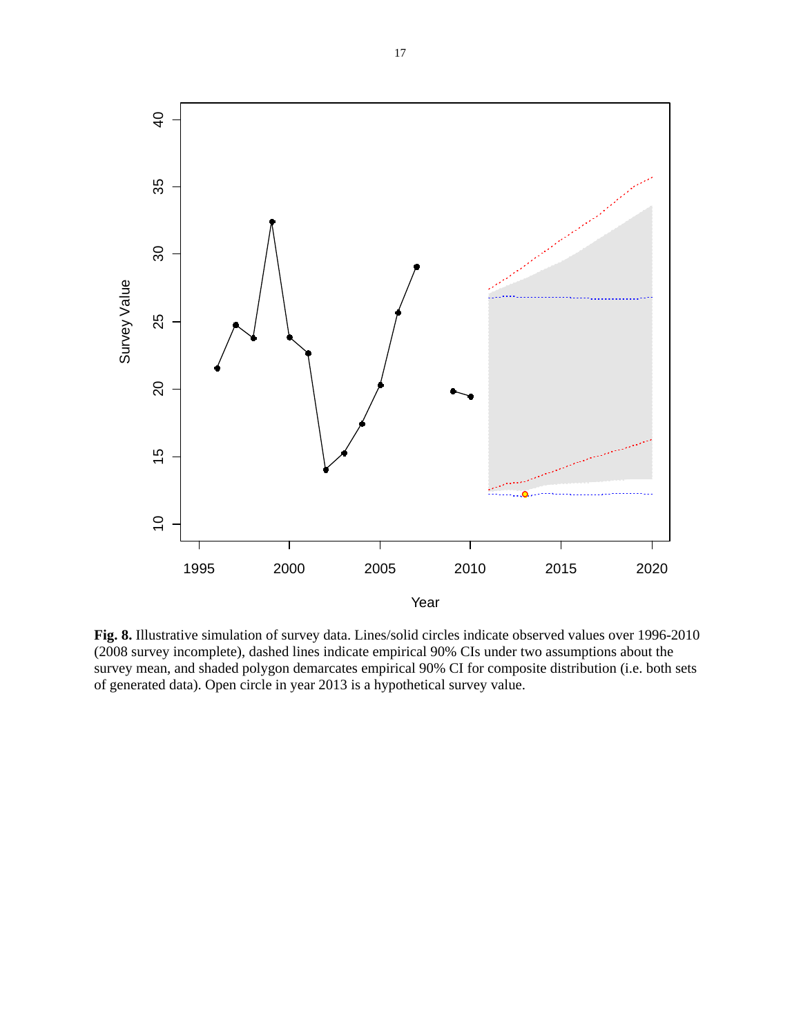Survey Value

40

35

30

25

20

15

10

1995

2000

2005

2010

2015

2020

Year

**Fig. 8.** Illustrative simulation of survey data. Lines/solid circles indicate observed values over 1996-2010 (2008 survey incomplete), dashed lines indicate empirical 90% CIs under two assumptions about the survey mean, and shaded polygon demarcates empirical 90% CI for composite distribution (i.e. both sets of generated data). Open circle in year 2013 is a hypothetical survey value.